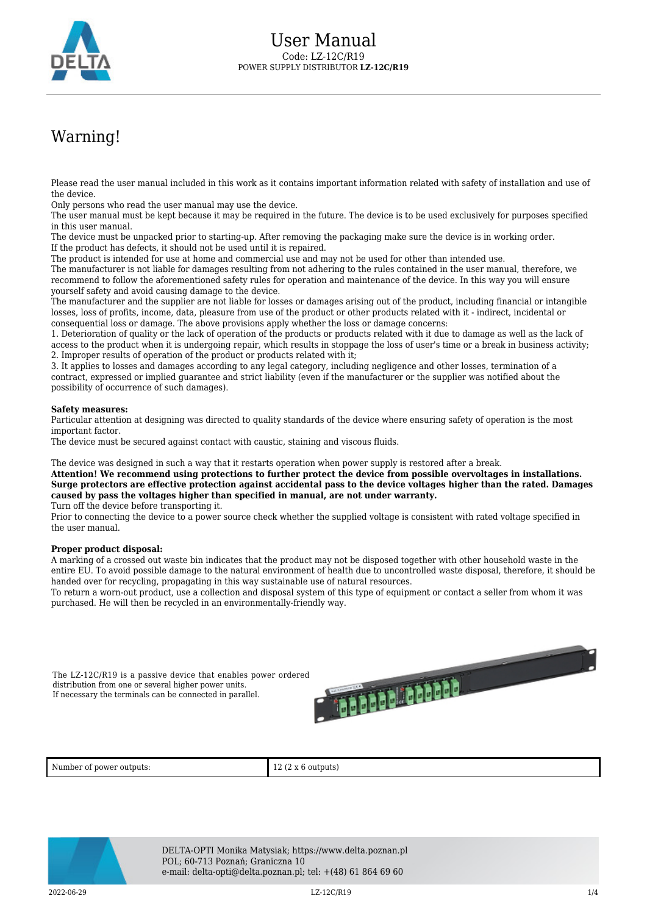# User Manual

Code: LZ-12C/R19

POWER SUPPLY DISTRIBUTOR **LZ-12C/R19**

## Warning!

Please read the user manual included in this work as it contains important information related with safety of installation and use of the device.
Only persons who read the user manual may use the device.
The user manual must be kept because it may be required in the future. The device is to be used exclusively for purposes specified in this user manual.
The device must be unpacked prior to starting-up. After removing the packaging make sure the device is in working order.
If the product has defects, it should not be used until it is repaired.
The product is intended for use at home and commercial use and may not be used for other than intended use.
The manufacturer is not liable for damages resulting from not adhering to the rules contained in the user manual, therefore, we recommend to follow the aforementioned safety rules for operation and maintenance of the device. In this way you will ensure yourself safety and avoid causing damage to the device.
The manufacturer and the supplier are not liable for losses or damages arising out of the product, including financial or intangible losses, loss of profits, income, data, pleasure from use of the product or other products related with it - indirect, incidental or consequential loss or damage. The above provisions apply whether the loss or damage concerns:
1. Deterioration of quality or the lack of operation of the products or products related with it due to damage as well as the lack of access to the product when it is undergoing repair, which results in stoppage the loss of user's time or a break in business activity;
2. Improper results of operation of the product or products related with it;
3. It applies to losses and damages according to any legal category, including negligence and other losses, termination of a contract, expressed or implied guarantee and strict liability (even if the manufacturer or the supplier was notified about the possibility of occurrence of such damages).

**Safety measures:**
Particular attention at designing was directed to quality standards of the device where ensuring safety of operation is the most important factor.
The device must be secured against contact with caustic, staining and viscous fluids.

The device was designed in such a way that it restarts operation when power supply is restored after a break.
**Attention! We recommend using protections to further protect the device from possible overvoltages in installations. Surge protectors are effective protection against accidental pass to the device voltages higher than the rated. Damages caused by pass the voltages higher than specified in manual, are not under warranty.**
Turn off the device before transporting it.
Prior to connecting the device to a power source check whether the supplied voltage is consistent with rated voltage specified in the user manual.

**Proper product disposal:**
A marking of a crossed out waste bin indicates that the product may not be disposed together with other household waste in the entire EU. To avoid possible damage to the natural environment of health due to uncontrolled waste disposal, therefore, it should be handed over for recycling, propagating in this way sustainable use of natural resources.
To return a worn-out product, use a collection and disposal system of this type of equipment or contact a seller from whom it was purchased. He will then be recycled in an environmentally-friendly way.

The LZ-12C/R19 is a passive device that enables power ordered distribution from one or several higher power units.
If necessary the terminals can be connected in parallel.

| Number of power outputs: | 12 (2 x 6 outputs) |
| --- | --- |

DELTA-OPTI Monika Matysiak; https://www.delta.poznan.pl
POL; 60-713 Poznań; Graniczna 10
e-mail: delta-opti@delta.poznan.pl; tel: +(48) 61 864 69 60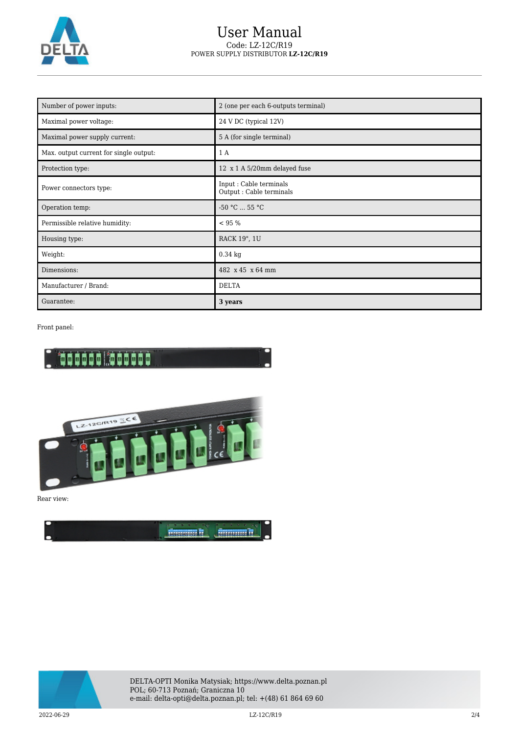| Number of power inputs: | 2 (one per each 6-outputs terminal) |
| --- | --- |
| Maximal power voltage: | 24 V DC (typical 12V) |
| Maximal power supply current: | 5 A (for single terminal) |
| Max. output current for single output: | 1 A |
| Protection type: | 12 x 1 A 5/20mm delayed fuse |
| Power connectors type: | Input : Cable terminals<br>Output : Cable terminals |
| Operation temp: | -50 °C ... 55 °C |
| Permissible relative humidity: | < 95 % |
| Housing type: | RACK 19", 1U |
| Weight: | 0.34 kg |
| Dimensions: | 482 x 45 x 64 mm |
| Manufacturer / Brand: | DELTA |
| Guarantee: | **3 years** |

Front panel:

Rear view:

DELTA-OPTI Monika Matysiak; https://www.delta.poznan.pl
POL; 60-713 Poznań; Graniczna 10
e-mail: delta-opti@delta.poznan.pl; tel: +(48) 61 864 69 60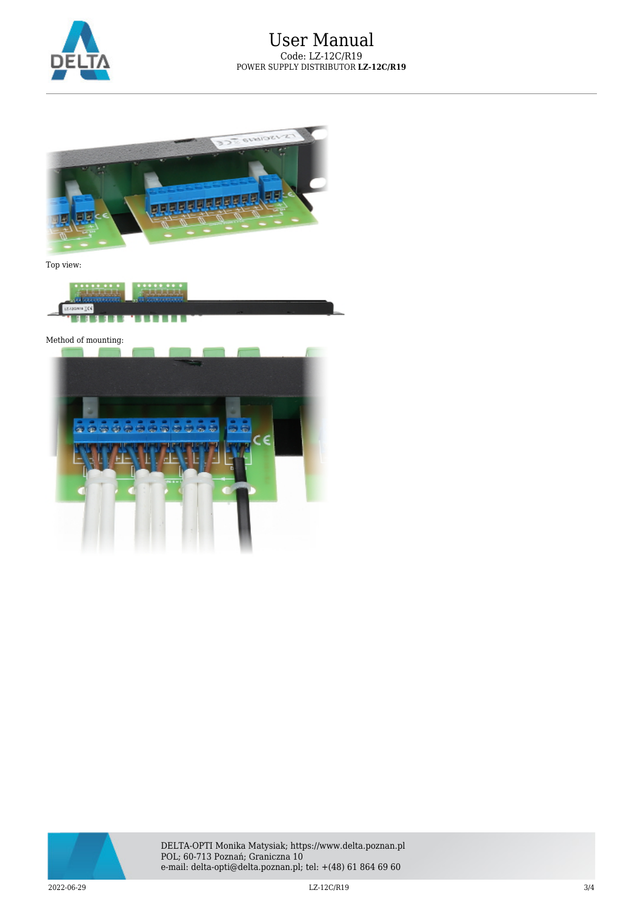Top view:

Method of mounting: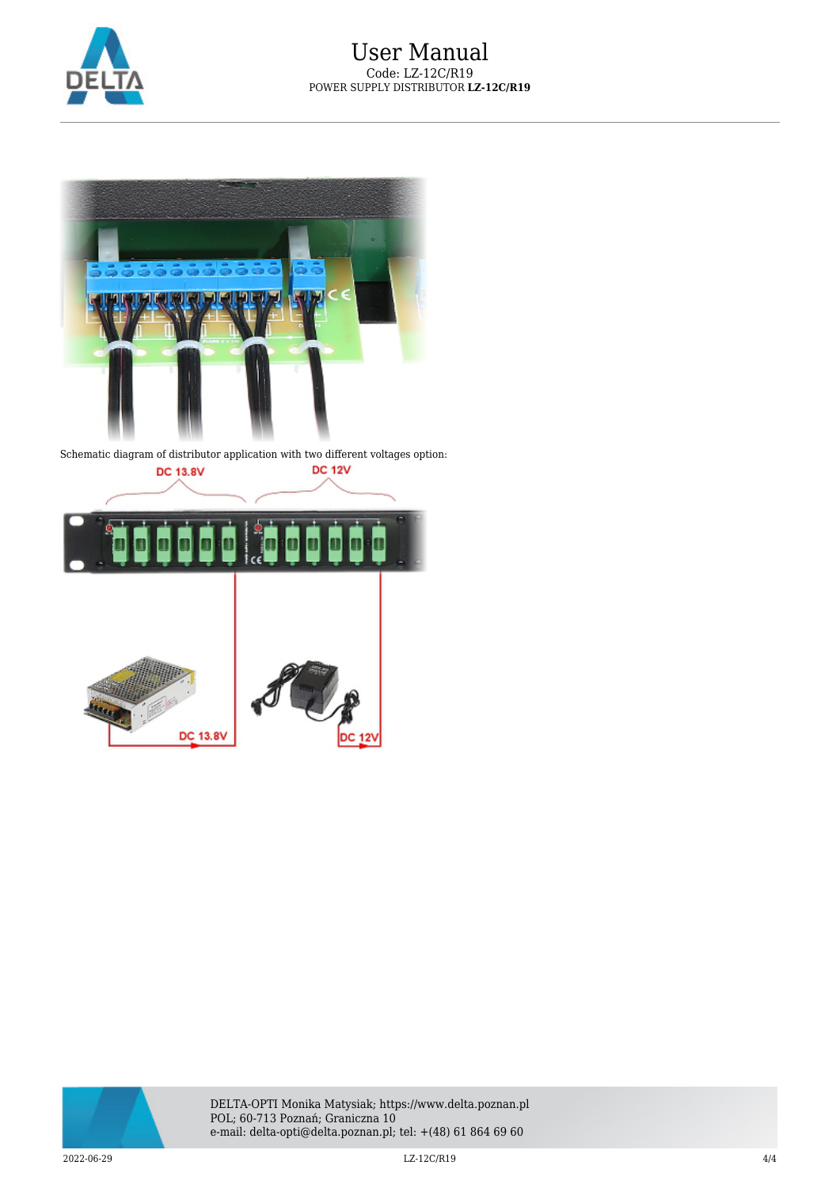Schematic diagram of distributor application with two different voltages option:

DC 13.8V

DC 12V

DC 13.8V

DC 12V